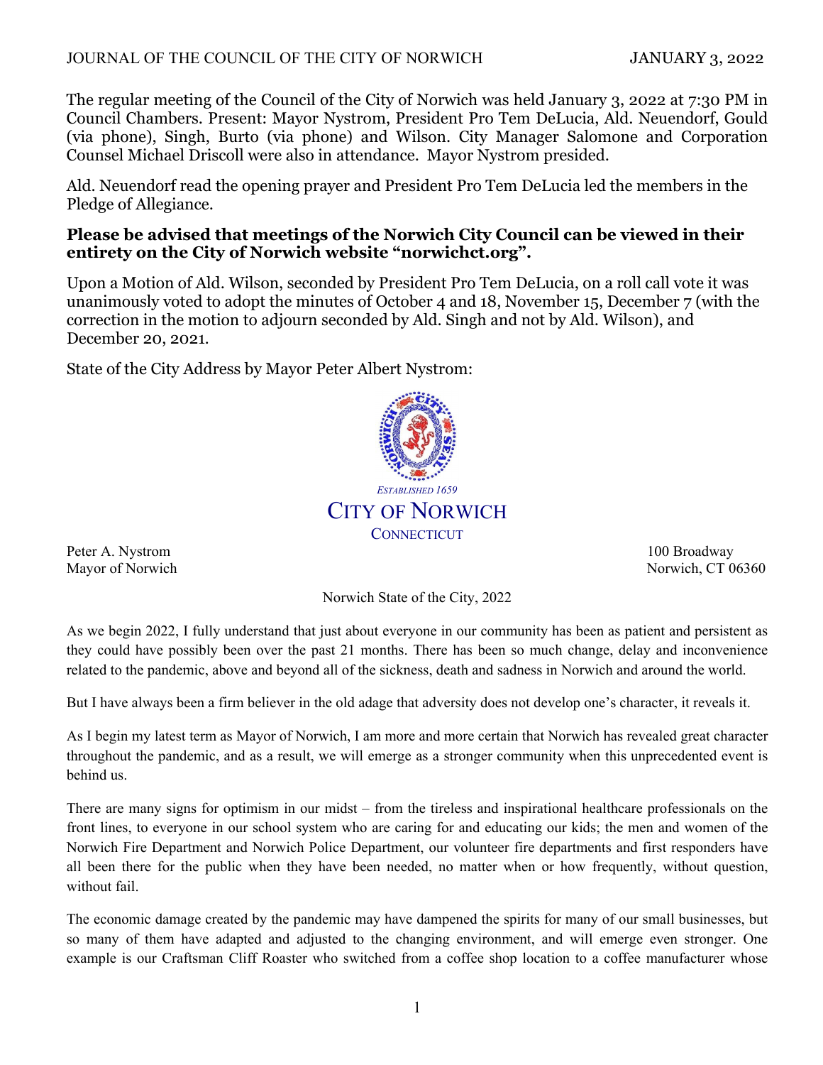The regular meeting of the Council of the City of Norwich was held January 3, 2022 at 7:30 PM in Council Chambers. Present: Mayor Nystrom, President Pro Tem DeLucia, Ald. Neuendorf, Gould (via phone), Singh, Burto (via phone) and Wilson. City Manager Salomone and Corporation Counsel Michael Driscoll were also in attendance. Mayor Nystrom presided.

Ald. Neuendorf read the opening prayer and President Pro Tem DeLucia led the members in the Pledge of Allegiance.

**Please be advised that meetings of the Norwich City Council can be viewed in their entirety on the City of Norwich website "norwichct.org".**

Upon a Motion of Ald. Wilson, seconded by President Pro Tem DeLucia, on a roll call vote it was unanimously voted to adopt the minutes of October 4 and 18, November 15, December 7 (with the correction in the motion to adjourn seconded by Ald. Singh and not by Ald. Wilson), and December 20, 2021.

State of the City Address by Mayor Peter Albert Nystrom:

*Established 1659*

CITY OF NORWICH

CONNECTICUT

Peter A. Nystrom
Mayor of Norwich

100 Broadway
Norwich, CT 06360

Norwich State of the City, 2022

As we begin 2022, I fully understand that just about everyone in our community has been as patient and persistent as they could have possibly been over the past 21 months. There has been so much change, delay and inconvenience related to the pandemic, above and beyond all of the sickness, death and sadness in Norwich and around the world.

But I have always been a firm believer in the old adage that adversity does not develop one's character, it reveals it.

As I begin my latest term as Mayor of Norwich, I am more and more certain that Norwich has revealed great character throughout the pandemic, and as a result, we will emerge as a stronger community when this unprecedented event is behind us.

There are many signs for optimism in our midst – from the tireless and inspirational healthcare professionals on the front lines, to everyone in our school system who are caring for and educating our kids; the men and women of the Norwich Fire Department and Norwich Police Department, our volunteer fire departments and first responders have all been there for the public when they have been needed, no matter when or how frequently, without question, without fail.

The economic damage created by the pandemic may have dampened the spirits for many of our small businesses, but so many of them have adapted and adjusted to the changing environment, and will emerge even stronger. One example is our Craftsman Cliff Roaster who switched from a coffee shop location to a coffee manufacturer whose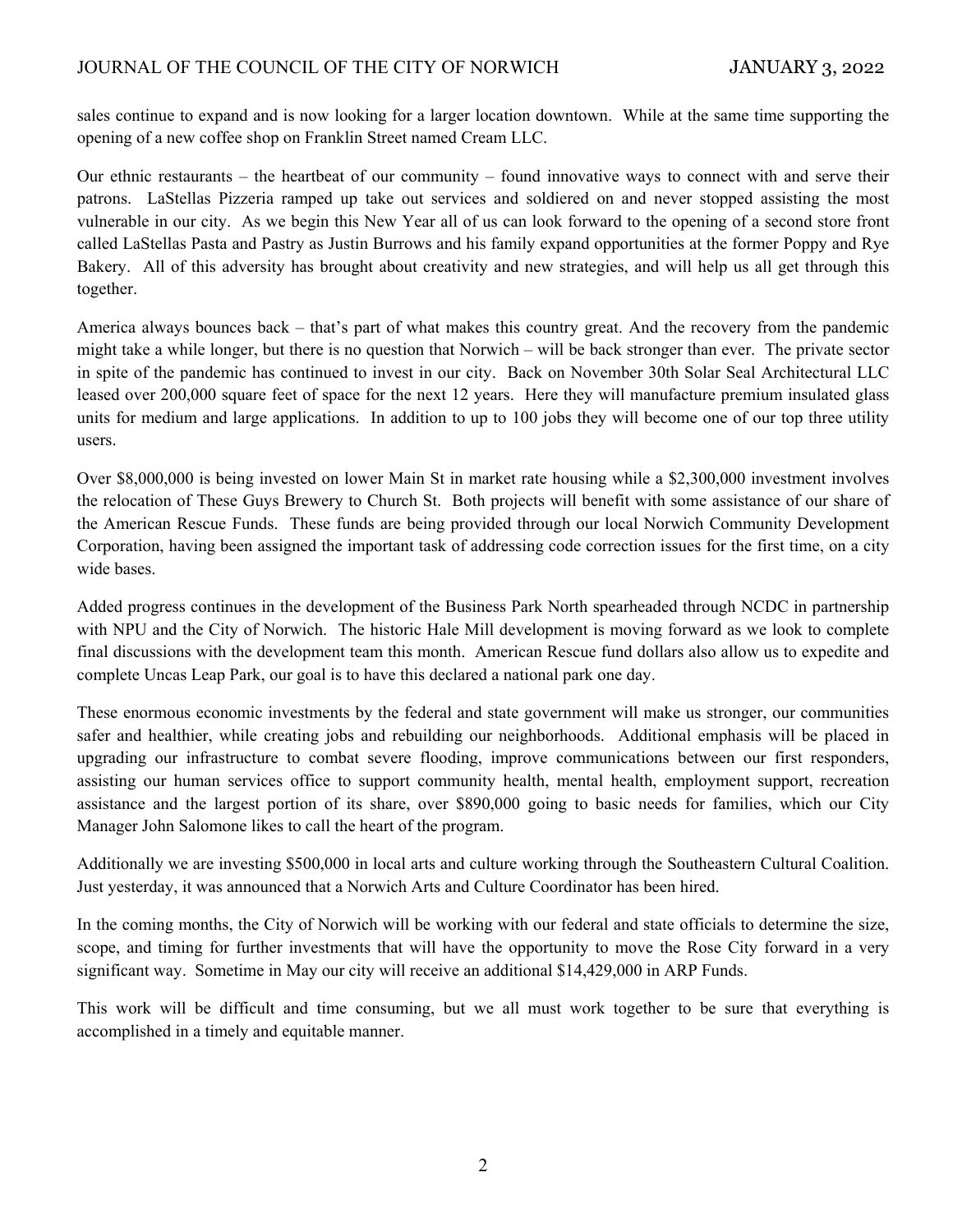sales continue to expand and is now looking for a larger location downtown. While at the same time supporting the opening of a new coffee shop on Franklin Street named Cream LLC.

Our ethnic restaurants – the heartbeat of our community – found innovative ways to connect with and serve their patrons. LaStellas Pizzeria ramped up take out services and soldiered on and never stopped assisting the most vulnerable in our city. As we begin this New Year all of us can look forward to the opening of a second store front called LaStellas Pasta and Pastry as Justin Burrows and his family expand opportunities at the former Poppy and Rye Bakery. All of this adversity has brought about creativity and new strategies, and will help us all get through this together.

America always bounces back – that's part of what makes this country great. And the recovery from the pandemic might take a while longer, but there is no question that Norwich – will be back stronger than ever. The private sector in spite of the pandemic has continued to invest in our city. Back on November 30th Solar Seal Architectural LLC leased over 200,000 square feet of space for the next 12 years. Here they will manufacture premium insulated glass units for medium and large applications. In addition to up to 100 jobs they will become one of our top three utility users.

Over $8,000,000 is being invested on lower Main St in market rate housing while a $2,300,000 investment involves the relocation of These Guys Brewery to Church St. Both projects will benefit with some assistance of our share of the American Rescue Funds. These funds are being provided through our local Norwich Community Development Corporation, having been assigned the important task of addressing code correction issues for the first time, on a city wide bases.

Added progress continues in the development of the Business Park North spearheaded through NCDC in partnership with NPU and the City of Norwich. The historic Hale Mill development is moving forward as we look to complete final discussions with the development team this month. American Rescue fund dollars also allow us to expedite and complete Uncas Leap Park, our goal is to have this declared a national park one day.

These enormous economic investments by the federal and state government will make us stronger, our communities safer and healthier, while creating jobs and rebuilding our neighborhoods. Additional emphasis will be placed in upgrading our infrastructure to combat severe flooding, improve communications between our first responders, assisting our human services office to support community health, mental health, employment support, recreation assistance and the largest portion of its share, over $890,000 going to basic needs for families, which our City Manager John Salomone likes to call the heart of the program.

Additionally we are investing $500,000 in local arts and culture working through the Southeastern Cultural Coalition. Just yesterday, it was announced that a Norwich Arts and Culture Coordinator has been hired.

In the coming months, the City of Norwich will be working with our federal and state officials to determine the size, scope, and timing for further investments that will have the opportunity to move the Rose City forward in a very significant way. Sometime in May our city will receive an additional $14,429,000 in ARP Funds.

This work will be difficult and time consuming, but we all must work together to be sure that everything is accomplished in a timely and equitable manner.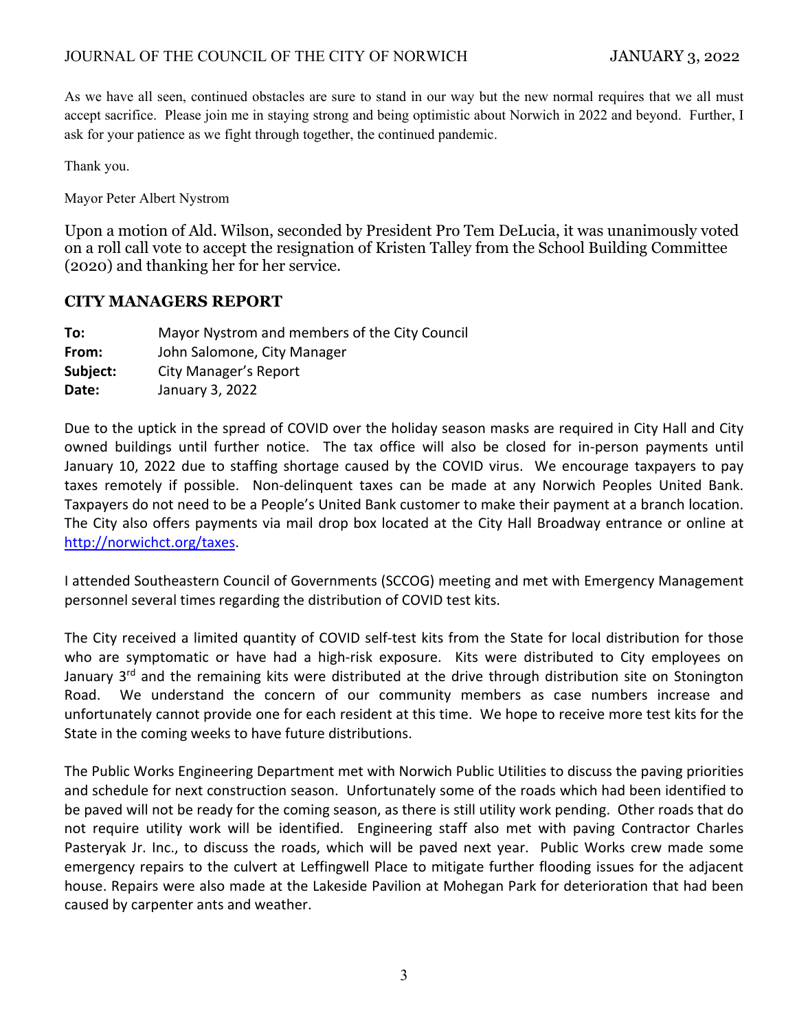As we have all seen, continued obstacles are sure to stand in our way but the new normal requires that we all must accept sacrifice. Please join me in staying strong and being optimistic about Norwich in 2022 and beyond. Further, I ask for your patience as we fight through together, the continued pandemic.

Thank you.

Mayor Peter Albert Nystrom

Upon a motion of Ald. Wilson, seconded by President Pro Tem DeLucia, it was unanimously voted on a roll call vote to accept the resignation of Kristen Talley from the School Building Committee (2020) and thanking her for her service.

## CITY MANAGERS REPORT

**To:** Mayor Nystrom and members of the City Council
**From:** John Salomone, City Manager
**Subject:** City Manager's Report
**Date:** January 3, 2022

Due to the uptick in the spread of COVID over the holiday season masks are required in City Hall and City owned buildings until further notice. The tax office will also be closed for in-person payments until January 10, 2022 due to staffing shortage caused by the COVID virus. We encourage taxpayers to pay taxes remotely if possible. Non-delinquent taxes can be made at any Norwich Peoples United Bank. Taxpayers do not need to be a People's United Bank customer to make their payment at a branch location. The City also offers payments via mail drop box located at the City Hall Broadway entrance or online at http://norwichct.org/taxes.

I attended Southeastern Council of Governments (SCCOG) meeting and met with Emergency Management personnel several times regarding the distribution of COVID test kits.

The City received a limited quantity of COVID self-test kits from the State for local distribution for those who are symptomatic or have had a high-risk exposure. Kits were distributed to City employees on January 3rd and the remaining kits were distributed at the drive through distribution site on Stonington Road. We understand the concern of our community members as case numbers increase and unfortunately cannot provide one for each resident at this time. We hope to receive more test kits for the State in the coming weeks to have future distributions.

The Public Works Engineering Department met with Norwich Public Utilities to discuss the paving priorities and schedule for next construction season. Unfortunately some of the roads which had been identified to be paved will not be ready for the coming season, as there is still utility work pending. Other roads that do not require utility work will be identified. Engineering staff also met with paving Contractor Charles Pasteryak Jr. Inc., to discuss the roads, which will be paved next year. Public Works crew made some emergency repairs to the culvert at Leffingwell Place to mitigate further flooding issues for the adjacent house. Repairs were also made at the Lakeside Pavilion at Mohegan Park for deterioration that had been caused by carpenter ants and weather.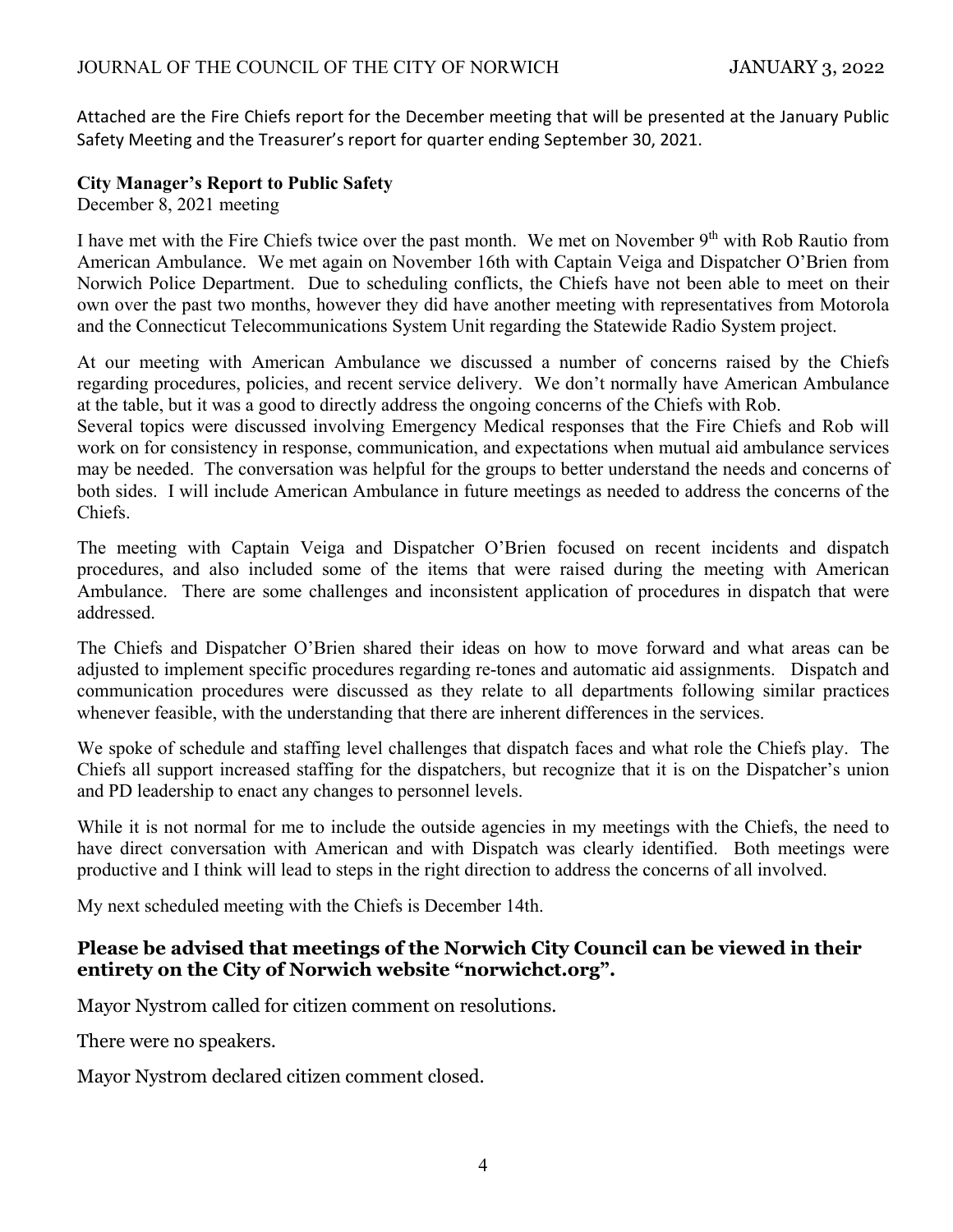Attached are the Fire Chiefs report for the December meeting that will be presented at the January Public Safety Meeting and the Treasurer's report for quarter ending September 30, 2021.

**City Manager's Report to Public Safety**
December 8, 2021 meeting

I have met with the Fire Chiefs twice over the past month. We met on November 9th with Rob Rautio from American Ambulance. We met again on November 16th with Captain Veiga and Dispatcher O'Brien from Norwich Police Department. Due to scheduling conflicts, the Chiefs have not been able to meet on their own over the past two months, however they did have another meeting with representatives from Motorola and the Connecticut Telecommunications System Unit regarding the Statewide Radio System project.

At our meeting with American Ambulance we discussed a number of concerns raised by the Chiefs regarding procedures, policies, and recent service delivery. We don't normally have American Ambulance at the table, but it was a good to directly address the ongoing concerns of the Chiefs with Rob.
Several topics were discussed involving Emergency Medical responses that the Fire Chiefs and Rob will work on for consistency in response, communication, and expectations when mutual aid ambulance services may be needed. The conversation was helpful for the groups to better understand the needs and concerns of both sides. I will include American Ambulance in future meetings as needed to address the concerns of the Chiefs.

The meeting with Captain Veiga and Dispatcher O'Brien focused on recent incidents and dispatch procedures, and also included some of the items that were raised during the meeting with American Ambulance. There are some challenges and inconsistent application of procedures in dispatch that were addressed.

The Chiefs and Dispatcher O'Brien shared their ideas on how to move forward and what areas can be adjusted to implement specific procedures regarding re-tones and automatic aid assignments. Dispatch and communication procedures were discussed as they relate to all departments following similar practices whenever feasible, with the understanding that there are inherent differences in the services.

We spoke of schedule and staffing level challenges that dispatch faces and what role the Chiefs play. The Chiefs all support increased staffing for the dispatchers, but recognize that it is on the Dispatcher's union and PD leadership to enact any changes to personnel levels.

While it is not normal for me to include the outside agencies in my meetings with the Chiefs, the need to have direct conversation with American and with Dispatch was clearly identified. Both meetings were productive and I think will lead to steps in the right direction to address the concerns of all involved.

My next scheduled meeting with the Chiefs is December 14th.

**Please be advised that meetings of the Norwich City Council can be viewed in their entirety on the City of Norwich website "norwichct.org".**

Mayor Nystrom called for citizen comment on resolutions.

There were no speakers.

Mayor Nystrom declared citizen comment closed.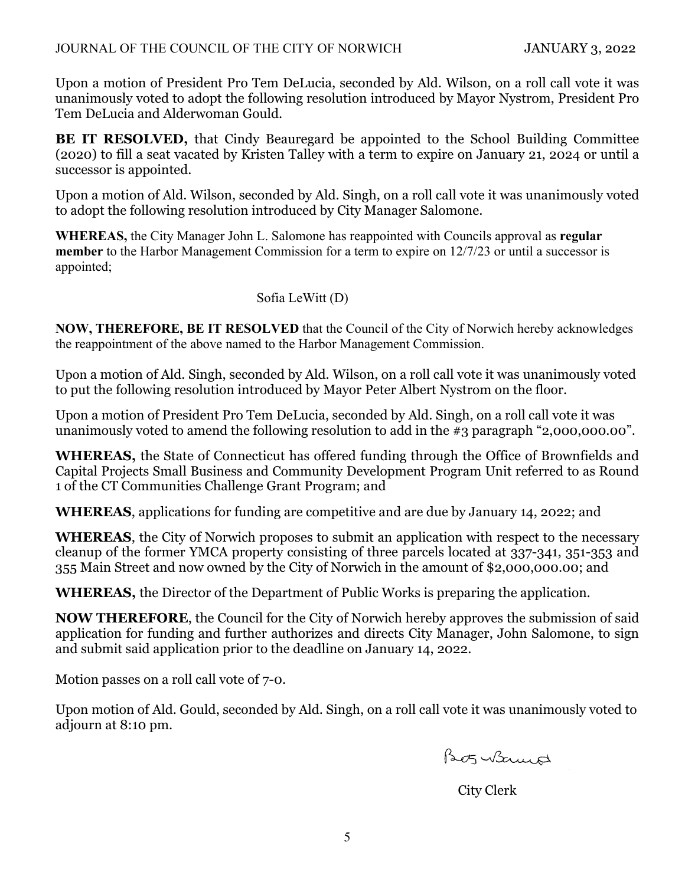Upon a motion of President Pro Tem DeLucia, seconded by Ald. Wilson, on a roll call vote it was unanimously voted to adopt the following resolution introduced by Mayor Nystrom, President Pro Tem DeLucia and Alderwoman Gould.

**BE IT RESOLVED,** that Cindy Beauregard be appointed to the School Building Committee (2020) to fill a seat vacated by Kristen Talley with a term to expire on January 21, 2024 or until a successor is appointed.

Upon a motion of Ald. Wilson, seconded by Ald. Singh, on a roll call vote it was unanimously voted to adopt the following resolution introduced by City Manager Salomone.

**WHEREAS,** the City Manager John L. Salomone has reappointed with Councils approval as **regular member** to the Harbor Management Commission for a term to expire on 12/7/23 or until a successor is appointed;

Sofia LeWitt (D)

**NOW, THEREFORE, BE IT RESOLVED** that the Council of the City of Norwich hereby acknowledges the reappointment of the above named to the Harbor Management Commission.

Upon a motion of Ald. Singh, seconded by Ald. Wilson, on a roll call vote it was unanimously voted to put the following resolution introduced by Mayor Peter Albert Nystrom on the floor.

Upon a motion of President Pro Tem DeLucia, seconded by Ald. Singh, on a roll call vote it was unanimously voted to amend the following resolution to add in the #3 paragraph "2,000,000.00".

**WHEREAS,** the State of Connecticut has offered funding through the Office of Brownfields and Capital Projects Small Business and Community Development Program Unit referred to as Round 1 of the CT Communities Challenge Grant Program; and

**WHEREAS**, applications for funding are competitive and are due by January 14, 2022; and

**WHEREAS**, the City of Norwich proposes to submit an application with respect to the necessary cleanup of the former YMCA property consisting of three parcels located at 337-341, 351-353 and 355 Main Street and now owned by the City of Norwich in the amount of $2,000,000.00; and

**WHEREAS,** the Director of the Department of Public Works is preparing the application.

**NOW THEREFORE**, the Council for the City of Norwich hereby approves the submission of said application for funding and further authorizes and directs City Manager, John Salomone, to sign and submit said application prior to the deadline on January 14, 2022.

Motion passes on a roll call vote of 7-0.

Upon motion of Ald. Gould, seconded by Ald. Singh, on a roll call vote it was unanimously voted to adjourn at 8:10 pm.

City Clerk